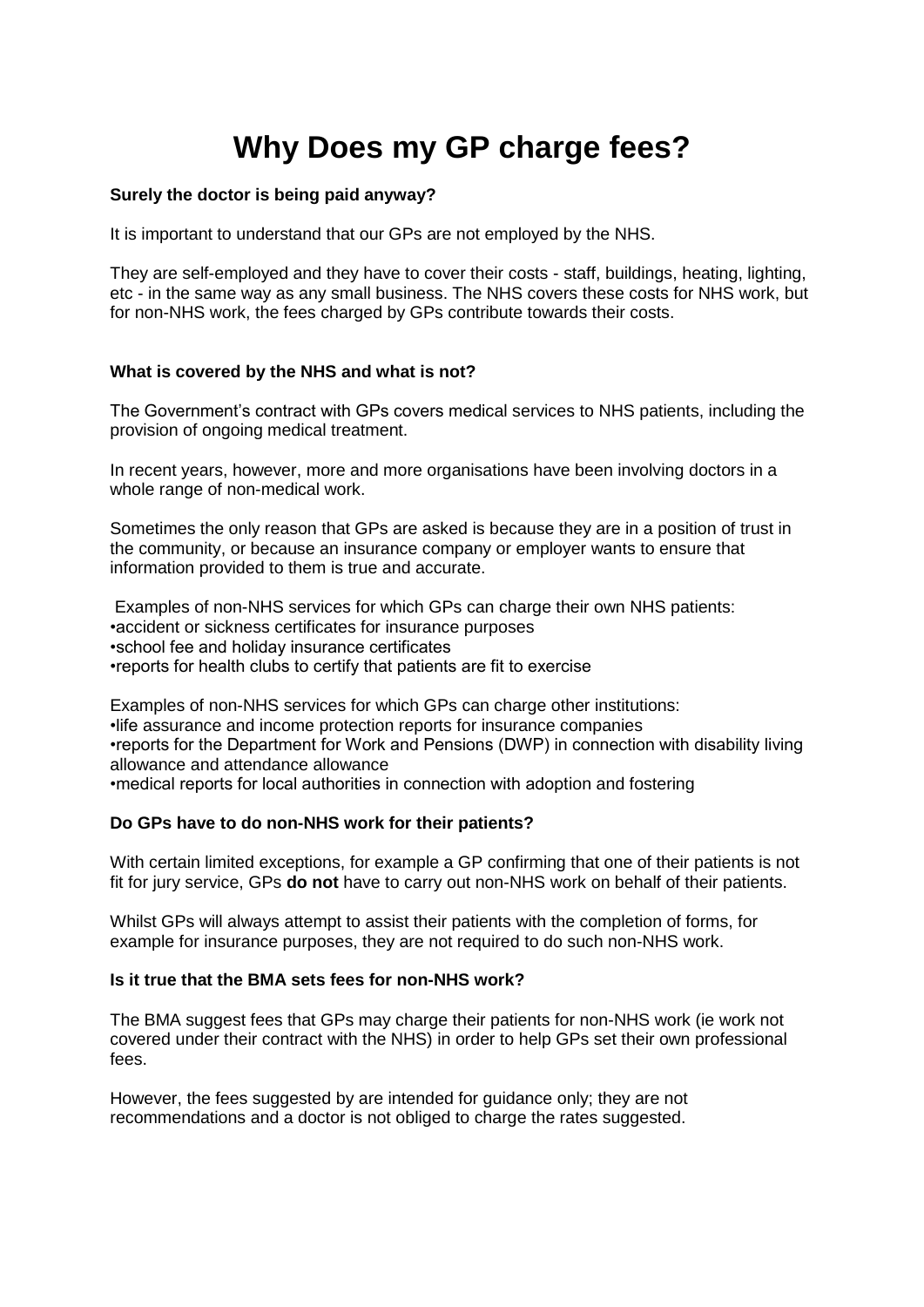# Why Does my GP charge fees?

**Surely the doctor is being paid anyway?**

It is important to understand that our GPs are not employed by the NHS.

They are self-employed and they have to cover their costs - staff, buildings, heating, lighting, etc - in the same way as any small business. The NHS covers these costs for NHS work, but for non-NHS work, the fees charged by GPs contribute towards their costs.

**What is covered by the NHS and what is not?**

The Government's contract with GPs covers medical services to NHS patients, including the provision of ongoing medical treatment.

In recent years, however, more and more organisations have been involving doctors in a whole range of non-medical work.

Sometimes the only reason that GPs are asked is because they are in a position of trust in the community, or because an insurance company or employer wants to ensure that information provided to them is true and accurate.

Examples of non-NHS services for which GPs can charge their own NHS patients:

- accident or sickness certificates for insurance purposes
- school fee and holiday insurance certificates
- reports for health clubs to certify that patients are fit to exercise

Examples of non-NHS services for which GPs can charge other institutions:

- life assurance and income protection reports for insurance companies
- reports for the Department for Work and Pensions (DWP) in connection with disability living allowance and attendance allowance
- medical reports for local authorities in connection with adoption and fostering

**Do GPs have to do non-NHS work for their patients?**

With certain limited exceptions, for example a GP confirming that one of their patients is not fit for jury service, GPs **do not** have to carry out non-NHS work on behalf of their patients.

Whilst GPs will always attempt to assist their patients with the completion of forms, for example for insurance purposes, they are not required to do such non-NHS work.

**Is it true that the BMA sets fees for non-NHS work?**

The BMA suggest fees that GPs may charge their patients for non-NHS work (ie work not covered under their contract with the NHS) in order to help GPs set their own professional fees.

However, the fees suggested by are intended for guidance only; they are not recommendations and a doctor is not obliged to charge the rates suggested.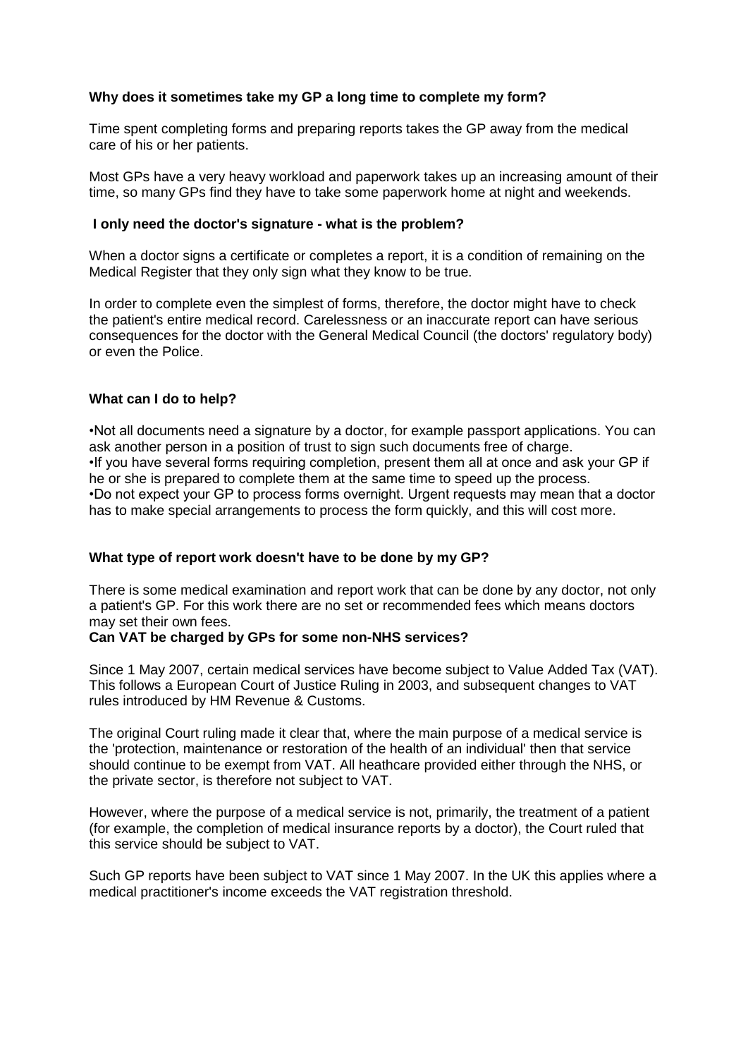**Why does it sometimes take my GP a long time to complete my form?**

Time spent completing forms and preparing reports takes the GP away from the medical care of his or her patients.

Most GPs have a very heavy workload and paperwork takes up an increasing amount of their time, so many GPs find they have to take some paperwork home at night and weekends.

**I only need the doctor's signature - what is the problem?**

When a doctor signs a certificate or completes a report, it is a condition of remaining on the Medical Register that they only sign what they know to be true.

In order to complete even the simplest of forms, therefore, the doctor might have to check the patient's entire medical record. Carelessness or an inaccurate report can have serious consequences for the doctor with the General Medical Council (the doctors' regulatory body) or even the Police.

**What can I do to help?**

- Not all documents need a signature by a doctor, for example passport applications. You can ask another person in a position of trust to sign such documents free of charge.
- If you have several forms requiring completion, present them all at once and ask your GP if he or she is prepared to complete them at the same time to speed up the process.
- Do not expect your GP to process forms overnight. Urgent requests may mean that a doctor has to make special arrangements to process the form quickly, and this will cost more.

**What type of report work doesn't have to be done by my GP?**

There is some medical examination and report work that can be done by any doctor, not only a patient's GP. For this work there are no set or recommended fees which means doctors may set their own fees.

**Can VAT be charged by GPs for some non-NHS services?**

Since 1 May 2007, certain medical services have become subject to Value Added Tax (VAT). This follows a European Court of Justice Ruling in 2003, and subsequent changes to VAT rules introduced by HM Revenue & Customs.

The original Court ruling made it clear that, where the main purpose of a medical service is the 'protection, maintenance or restoration of the health of an individual' then that service should continue to be exempt from VAT. All heathcare provided either through the NHS, or the private sector, is therefore not subject to VAT.

However, where the purpose of a medical service is not, primarily, the treatment of a patient (for example, the completion of medical insurance reports by a doctor), the Court ruled that this service should be subject to VAT.

Such GP reports have been subject to VAT since 1 May 2007. In the UK this applies where a medical practitioner's income exceeds the VAT registration threshold.